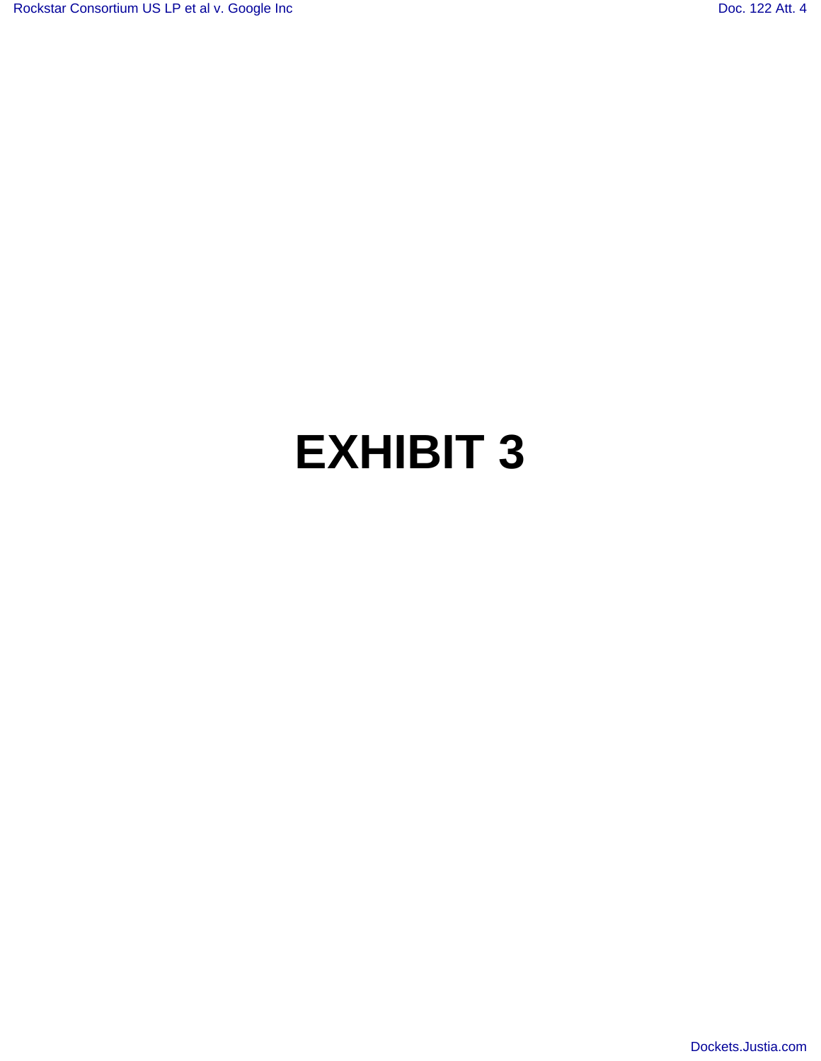# EXHIBIT 3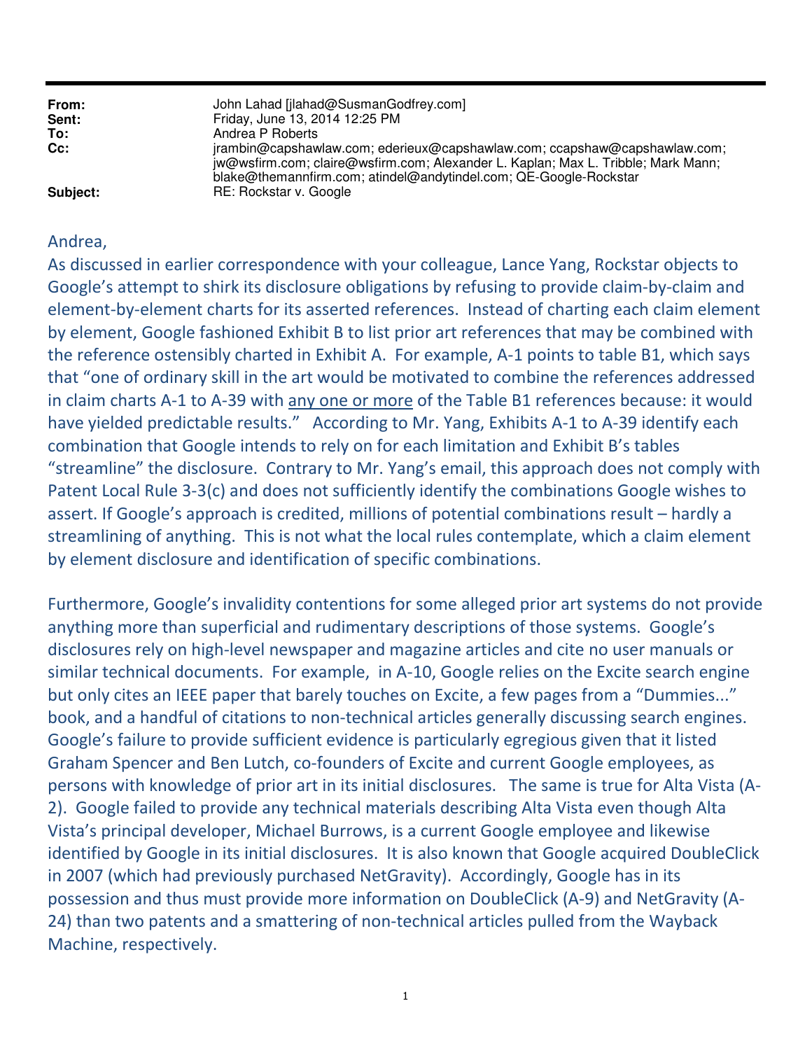**From:** John Lahad [jlahad@SusmanGodfrey.com]
**Sent:** Friday, June 13, 2014 12:25 PM
**To:** Andrea P Roberts
**Cc:** jrambin@capshawlaw.com; ederieux@capshawlaw.com; ccapshaw@capshawlaw.com; jw@wsfirm.com; claire@wsfirm.com; Alexander L. Kaplan; Max L. Tribble; Mark Mann; blake@themannfirm.com; atindel@andytindel.com; QE-Google-Rockstar
**Subject:** RE: Rockstar v. Google

Andrea,

As discussed in earlier correspondence with your colleague, Lance Yang, Rockstar objects to Google's attempt to shirk its disclosure obligations by refusing to provide claim-by-claim and element-by-element charts for its asserted references. Instead of charting each claim element by element, Google fashioned Exhibit B to list prior art references that may be combined with the reference ostensibly charted in Exhibit A. For example, A-1 points to table B1, which says that "one of ordinary skill in the art would be motivated to combine the references addressed in claim charts A-1 to A-39 with <u>any one or more</u> of the Table B1 references because: it would have yielded predictable results." According to Mr. Yang, Exhibits A-1 to A-39 identify each combination that Google intends to rely on for each limitation and Exhibit B's tables "streamline" the disclosure. Contrary to Mr. Yang's email, this approach does not comply with Patent Local Rule 3-3(c) and does not sufficiently identify the combinations Google wishes to assert. If Google's approach is credited, millions of potential combinations result – hardly a streamlining of anything. This is not what the local rules contemplate, which a claim element by element disclosure and identification of specific combinations.

Furthermore, Google's invalidity contentions for some alleged prior art systems do not provide anything more than superficial and rudimentary descriptions of those systems. Google's disclosures rely on high-level newspaper and magazine articles and cite no user manuals or similar technical documents. For example, in A-10, Google relies on the Excite search engine but only cites an IEEE paper that barely touches on Excite, a few pages from a "Dummies..." book, and a handful of citations to non-technical articles generally discussing search engines. Google's failure to provide sufficient evidence is particularly egregious given that it listed Graham Spencer and Ben Lutch, co-founders of Excite and current Google employees, as persons with knowledge of prior art in its initial disclosures. The same is true for Alta Vista (A-2). Google failed to provide any technical materials describing Alta Vista even though Alta Vista's principal developer, Michael Burrows, is a current Google employee and likewise identified by Google in its initial disclosures. It is also known that Google acquired DoubleClick in 2007 (which had previously purchased NetGravity). Accordingly, Google has in its possession and thus must provide more information on DoubleClick (A-9) and NetGravity (A-24) than two patents and a smattering of non-technical articles pulled from the Wayback Machine, respectively.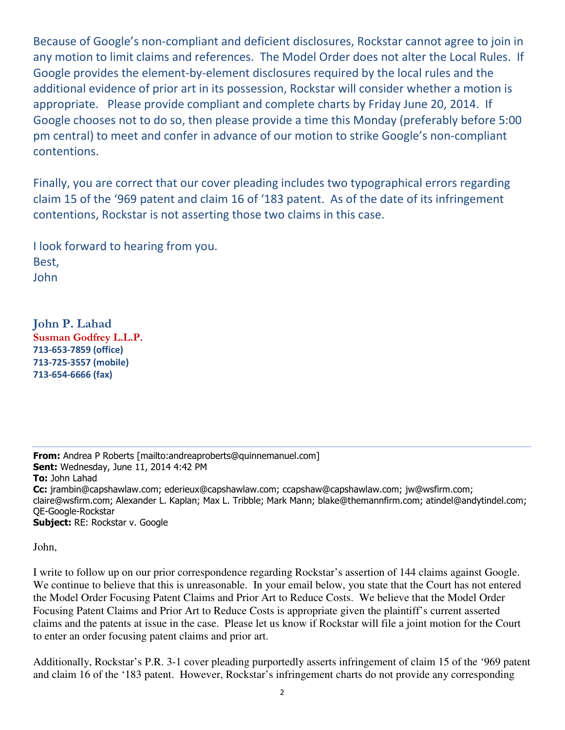Because of Google's non-compliant and deficient disclosures, Rockstar cannot agree to join in any motion to limit claims and references. The Model Order does not alter the Local Rules. If Google provides the element-by-element disclosures required by the local rules and the additional evidence of prior art in its possession, Rockstar will consider whether a motion is appropriate. Please provide compliant and complete charts by Friday June 20, 2014. If Google chooses not to do so, then please provide a time this Monday (preferably before 5:00 pm central) to meet and confer in advance of our motion to strike Google's non-compliant contentions.

Finally, you are correct that our cover pleading includes two typographical errors regarding claim 15 of the '969 patent and claim 16 of '183 patent. As of the date of its infringement contentions, Rockstar is not asserting those two claims in this case.

I look forward to hearing from you.
Best,
John

**John P. Lahad**
**Susman Godfrey L.L.P.**
**713-653-7859 (office)**
**713-725-3557 (mobile)**
**713-654-6666 (fax)**

---

**From:** Andrea P Roberts [mailto:andreaproberts@quinnemanuel.com]
**Sent:** Wednesday, June 11, 2014 4:42 PM
**To:** John Lahad
**Cc:** jrambin@capshawlaw.com; ederieux@capshawlaw.com; ccapshaw@capshawlaw.com; jw@wsfirm.com; claire@wsfirm.com; Alexander L. Kaplan; Max L. Tribble; Mark Mann; blake@themannfirm.com; atindel@andytindel.com; QE-Google-Rockstar
**Subject:** RE: Rockstar v. Google

John,

I write to follow up on our prior correspondence regarding Rockstar's assertion of 144 claims against Google. We continue to believe that this is unreasonable. In your email below, you state that the Court has not entered the Model Order Focusing Patent Claims and Prior Art to Reduce Costs. We believe that the Model Order Focusing Patent Claims and Prior Art to Reduce Costs is appropriate given the plaintiff's current asserted claims and the patents at issue in the case. Please let us know if Rockstar will file a joint motion for the Court to enter an order focusing patent claims and prior art.

Additionally, Rockstar's P.R. 3-1 cover pleading purportedly asserts infringement of claim 15 of the '969 patent and claim 16 of the '183 patent. However, Rockstar's infringement charts do not provide any corresponding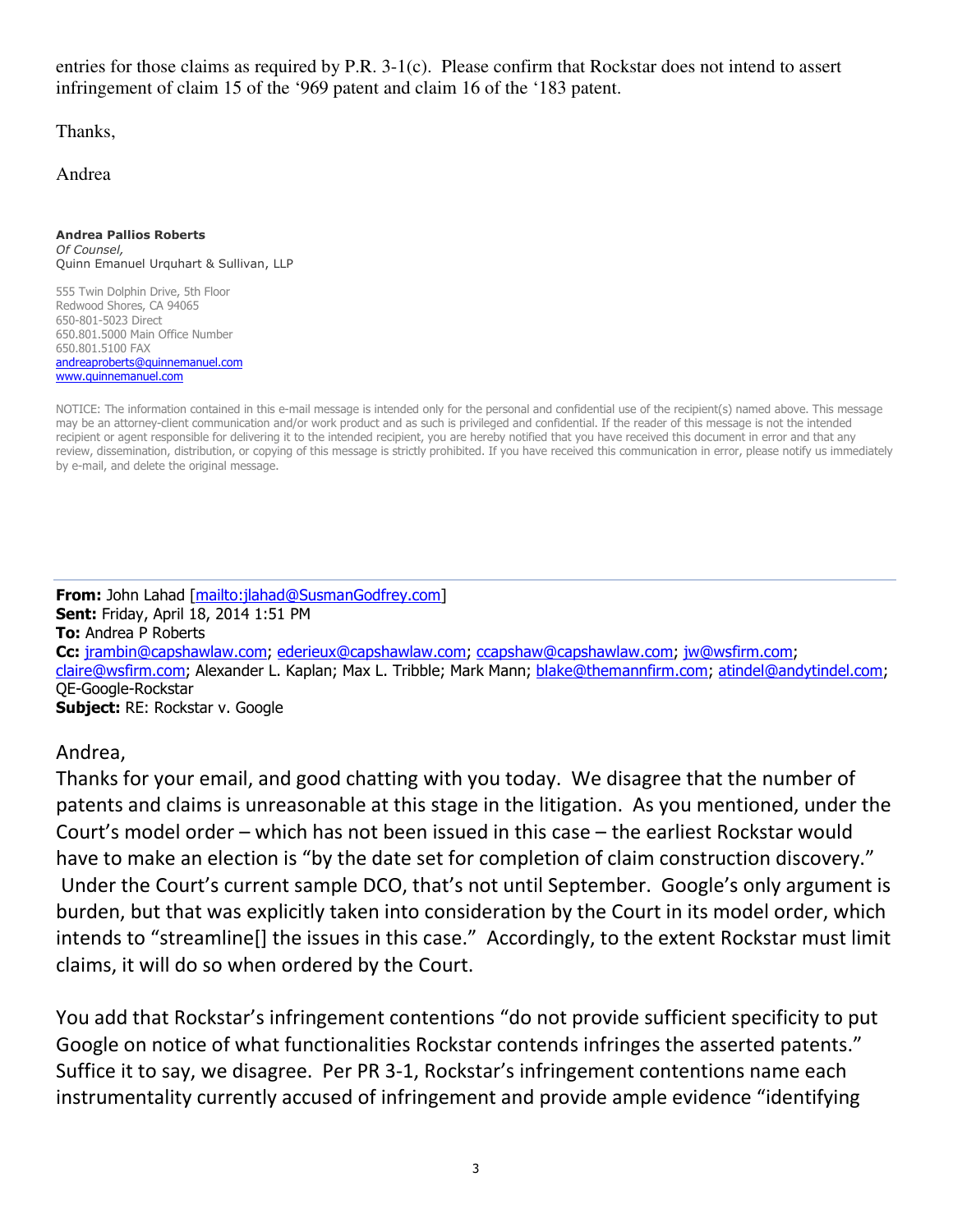entries for those claims as required by P.R. 3-1(c). Please confirm that Rockstar does not intend to assert infringement of claim 15 of the '969 patent and claim 16 of the '183 patent.

Thanks,

Andrea

**Andrea Pallios Roberts**
*Of Counsel,*
Quinn Emanuel Urquhart & Sullivan, LLP

555 Twin Dolphin Drive, 5th Floor
Redwood Shores, CA 94065
650-801-5023 Direct
650.801.5000 Main Office Number
650.801.5100 FAX
andreaproberts@quinnemanuel.com
www.quinnemanuel.com

NOTICE: The information contained in this e-mail message is intended only for the personal and confidential use of the recipient(s) named above. This message may be an attorney-client communication and/or work product and as such is privileged and confidential. If the reader of this message is not the intended recipient or agent responsible for delivering it to the intended recipient, you are hereby notified that you have received this document in error and that any review, dissemination, distribution, or copying of this message is strictly prohibited. If you have received this communication in error, please notify us immediately by e-mail, and delete the original message.

---

**From:** John Lahad [mailto:jlahad@SusmanGodfrey.com]
**Sent:** Friday, April 18, 2014 1:51 PM
**To:** Andrea P Roberts
**Cc:** jrambin@capshawlaw.com; ederieux@capshawlaw.com; ccapshaw@capshawlaw.com; jw@wsfirm.com; claire@wsfirm.com; Alexander L. Kaplan; Max L. Tribble; Mark Mann; blake@themannfirm.com; atindel@andytindel.com; QE-Google-Rockstar
**Subject:** RE: Rockstar v. Google

Andrea,
Thanks for your email, and good chatting with you today. We disagree that the number of patents and claims is unreasonable at this stage in the litigation. As you mentioned, under the Court's model order – which has not been issued in this case – the earliest Rockstar would have to make an election is "by the date set for completion of claim construction discovery." Under the Court's current sample DCO, that's not until September. Google's only argument is burden, but that was explicitly taken into consideration by the Court in its model order, which intends to "streamline[] the issues in this case." Accordingly, to the extent Rockstar must limit claims, it will do so when ordered by the Court.

You add that Rockstar's infringement contentions "do not provide sufficient specificity to put Google on notice of what functionalities Rockstar contends infringes the asserted patents." Suffice it to say, we disagree. Per PR 3-1, Rockstar's infringement contentions name each instrumentality currently accused of infringement and provide ample evidence "identifying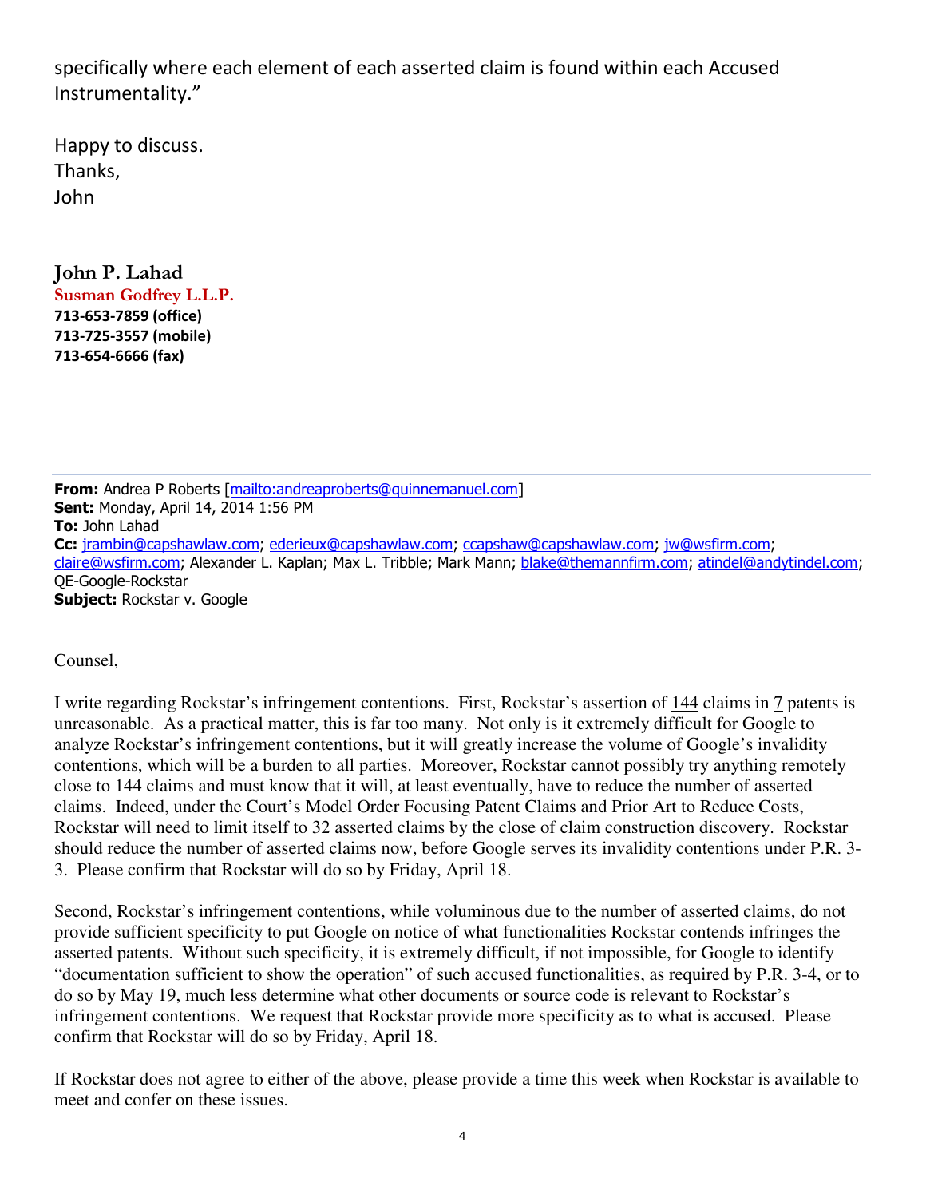specifically where each element of each asserted claim is found within each Accused Instrumentality."

Happy to discuss.
Thanks,
John

**John P. Lahad**
**Susman Godfrey L.L.P.**
**713-653-7859 (office)**
**713-725-3557 (mobile)**
**713-654-6666 (fax)**

---

**From:** Andrea P Roberts [mailto:andreaproberts@quinnemanuel.com]
**Sent:** Monday, April 14, 2014 1:56 PM
**To:** John Lahad
**Cc:** jrambin@capshawlaw.com; ederieux@capshawlaw.com; ccapshaw@capshawlaw.com; jw@wsfirm.com; claire@wsfirm.com; Alexander L. Kaplan; Max L. Tribble; Mark Mann; blake@themannfirm.com; atindel@andytindel.com; QE-Google-Rockstar
**Subject:** Rockstar v. Google

Counsel,

I write regarding Rockstar's infringement contentions. First, Rockstar's assertion of 144 claims in 7 patents is unreasonable. As a practical matter, this is far too many. Not only is it extremely difficult for Google to analyze Rockstar's infringement contentions, but it will greatly increase the volume of Google's invalidity contentions, which will be a burden to all parties. Moreover, Rockstar cannot possibly try anything remotely close to 144 claims and must know that it will, at least eventually, have to reduce the number of asserted claims. Indeed, under the Court's Model Order Focusing Patent Claims and Prior Art to Reduce Costs, Rockstar will need to limit itself to 32 asserted claims by the close of claim construction discovery. Rockstar should reduce the number of asserted claims now, before Google serves its invalidity contentions under P.R. 3-3. Please confirm that Rockstar will do so by Friday, April 18.

Second, Rockstar's infringement contentions, while voluminous due to the number of asserted claims, do not provide sufficient specificity to put Google on notice of what functionalities Rockstar contends infringes the asserted patents. Without such specificity, it is extremely difficult, if not impossible, for Google to identify "documentation sufficient to show the operation" of such accused functionalities, as required by P.R. 3-4, or to do so by May 19, much less determine what other documents or source code is relevant to Rockstar's infringement contentions. We request that Rockstar provide more specificity as to what is accused. Please confirm that Rockstar will do so by Friday, April 18.

If Rockstar does not agree to either of the above, please provide a time this week when Rockstar is available to meet and confer on these issues.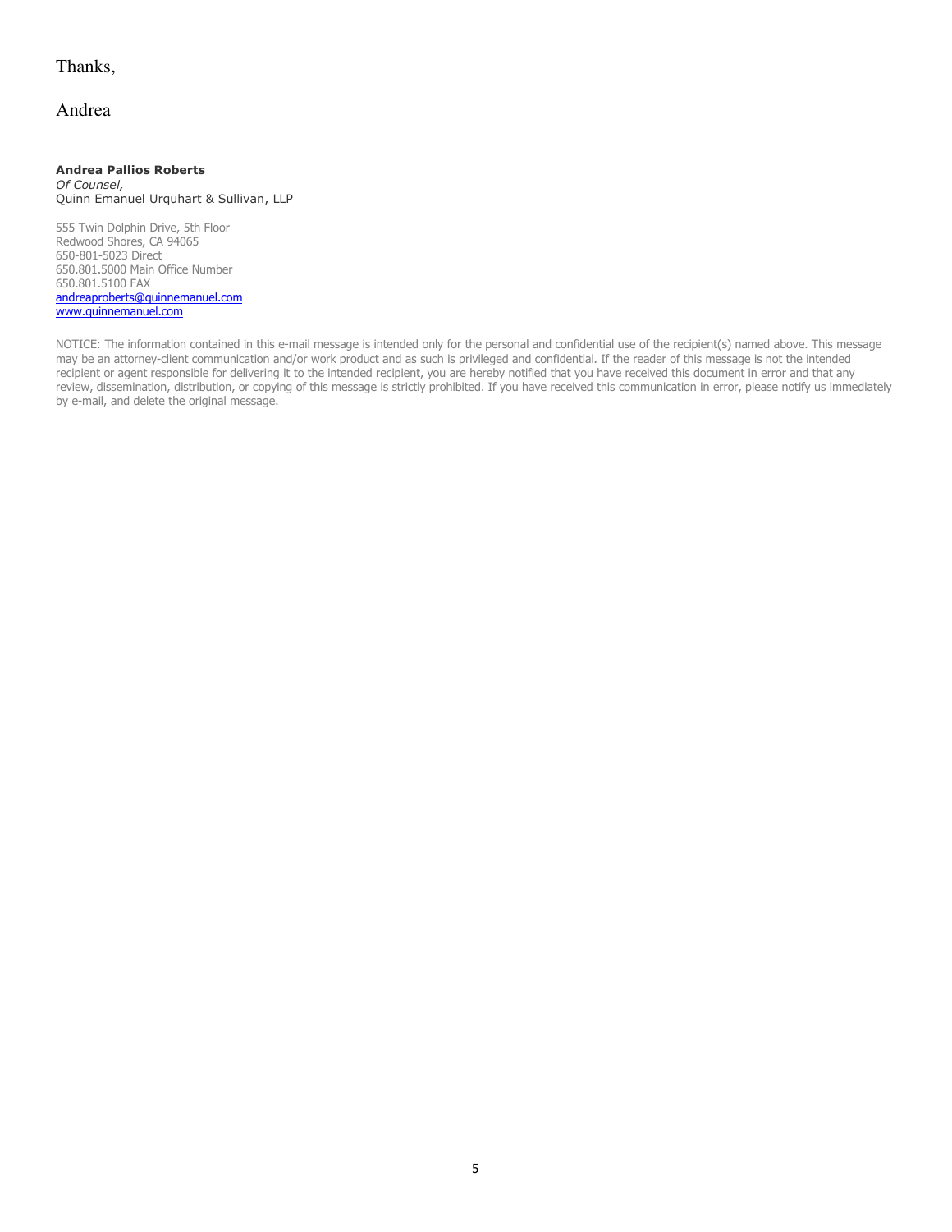Thanks,

Andrea

**Andrea Pallios Roberts**
*Of Counsel,*
Quinn Emanuel Urquhart & Sullivan, LLP

555 Twin Dolphin Drive, 5th Floor
Redwood Shores, CA 94065
650-801-5023 Direct
650.801.5000 Main Office Number
650.801.5100 FAX
andreaproberts@quinnemanuel.com
www.quinnemanuel.com

NOTICE: The information contained in this e-mail message is intended only for the personal and confidential use of the recipient(s) named above. This message may be an attorney-client communication and/or work product and as such is privileged and confidential. If the reader of this message is not the intended recipient or agent responsible for delivering it to the intended recipient, you are hereby notified that you have received this document in error and that any review, dissemination, distribution, or copying of this message is strictly prohibited. If you have received this communication in error, please notify us immediately by e-mail, and delete the original message.